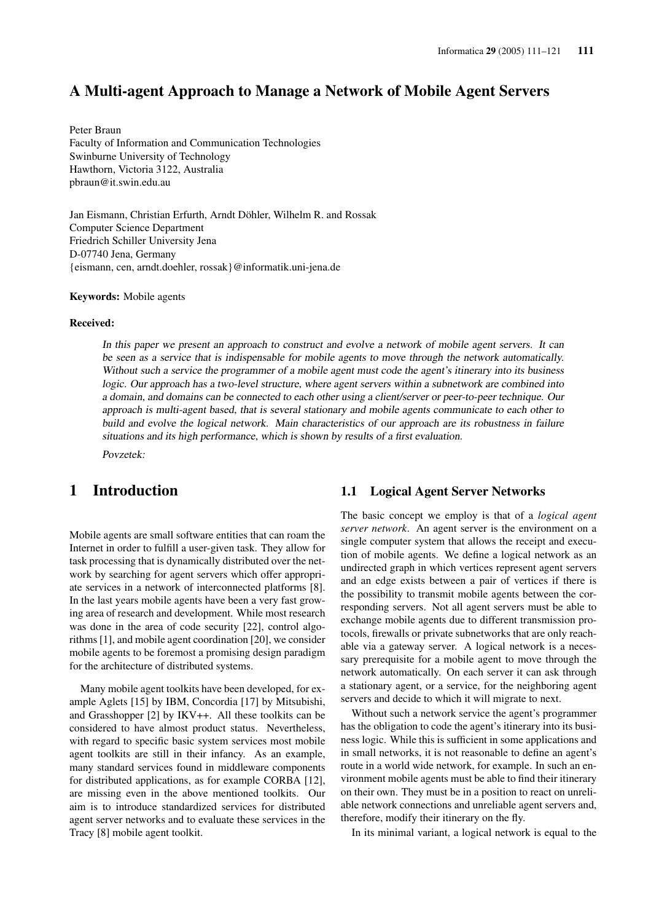# A Multi-agent Approach to Manage a Network of Mobile Agent Servers

Peter Braun
Faculty of Information and Communication Technologies
Swinburne University of Technology
Hawthorn, Victoria 3122, Australia
pbraun@it.swin.edu.au

Jan Eismann, Christian Erfurth, Arndt Döhler, Wilhelm R. and Rossak
Computer Science Department
Friedrich Schiller University Jena
D-07740 Jena, Germany
{eismann, cen, arndt.doehler, rossak}@informatik.uni-jena.de

**Keywords:** Mobile agents

**Received:**

*In this paper we present an approach to construct and evolve a network of mobile agent servers. It can be seen as a service that is indispensable for mobile agents to move through the network automatically. Without such a service the programmer of a mobile agent must code the agent's itinerary into its business logic. Our approach has a two-level structure, where agent servers within a subnetwork are combined into a domain, and domains can be connected to each other using a client/server or peer-to-peer technique. Our approach is multi-agent based, that is several stationary and mobile agents communicate to each other to build and evolve the logical network. Main characteristics of our approach are its robustness in failure situations and its high performance, which is shown by results of a first evaluation.*

*Povzetek:*

## 1 Introduction

Mobile agents are small software entities that can roam the Internet in order to fulfill a user-given task. They allow for task processing that is dynamically distributed over the network by searching for agent servers which offer appropriate services in a network of interconnected platforms [8]. In the last years mobile agents have been a very fast growing area of research and development. While most research was done in the area of code security [22], control algorithms [1], and mobile agent coordination [20], we consider mobile agents to be foremost a promising design paradigm for the architecture of distributed systems.

Many mobile agent toolkits have been developed, for example Aglets [15] by IBM, Concordia [17] by Mitsubishi, and Grasshopper [2] by IKV++. All these toolkits can be considered to have almost product status. Nevertheless, with regard to specific basic system services most mobile agent toolkits are still in their infancy. As an example, many standard services found in middleware components for distributed applications, as for example CORBA [12], are missing even in the above mentioned toolkits. Our aim is to introduce standardized services for distributed agent server networks and to evaluate these services in the Tracy [8] mobile agent toolkit.

### 1.1 Logical Agent Server Networks

The basic concept we employ is that of a *logical agent server network*. An agent server is the environment on a single computer system that allows the receipt and execution of mobile agents. We define a logical network as an undirected graph in which vertices represent agent servers and an edge exists between a pair of vertices if there is the possibility to transmit mobile agents between the corresponding servers. Not all agent servers must be able to exchange mobile agents due to different transmission protocols, firewalls or private subnetworks that are only reachable via a gateway server. A logical network is a necessary prerequisite for a mobile agent to move through the network automatically. On each server it can ask through a stationary agent, or a service, for the neighboring agent servers and decide to which it will migrate to next.

Without such a network service the agent's programmer has the obligation to code the agent's itinerary into its business logic. While this is sufficient in some applications and in small networks, it is not reasonable to define an agent's route in a world wide network, for example. In such an environment mobile agents must be able to find their itinerary on their own. They must be in a position to react on unreliable network connections and unreliable agent servers and, therefore, modify their itinerary on the fly.

In its minimal variant, a logical network is equal to the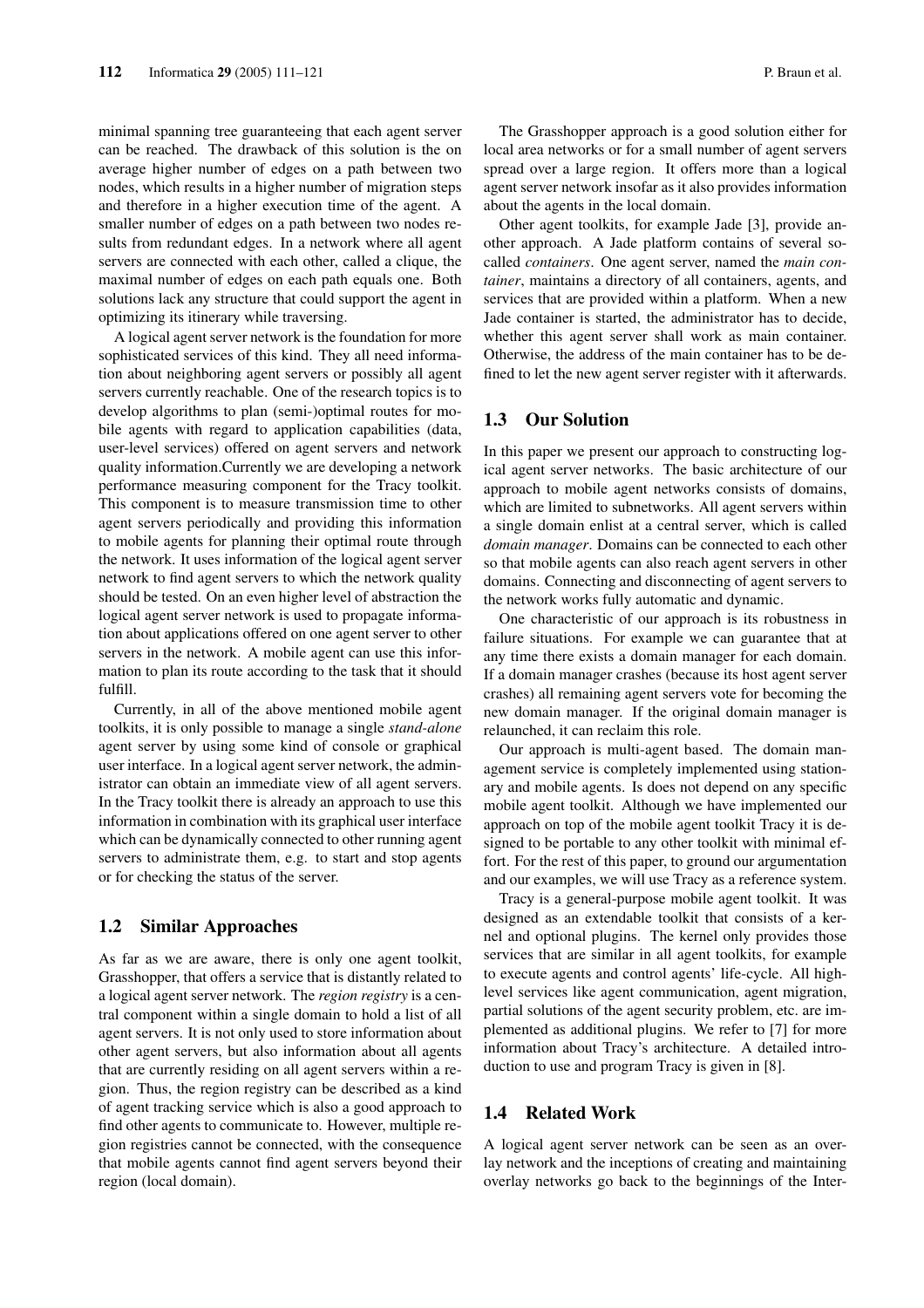minimal spanning tree guaranteeing that each agent server can be reached. The drawback of this solution is the on average higher number of edges on a path between two nodes, which results in a higher number of migration steps and therefore in a higher execution time of the agent. A smaller number of edges on a path between two nodes results from redundant edges. In a network where all agent servers are connected with each other, called a clique, the maximal number of edges on each path equals one. Both solutions lack any structure that could support the agent in optimizing its itinerary while traversing.

A logical agent server network is the foundation for more sophisticated services of this kind. They all need information about neighboring agent servers or possibly all agent servers currently reachable. One of the research topics is to develop algorithms to plan (semi-)optimal routes for mobile agents with regard to application capabilities (data, user-level services) offered on agent servers and network quality information.Currently we are developing a network performance measuring component for the Tracy toolkit. This component is to measure transmission time to other agent servers periodically and providing this information to mobile agents for planning their optimal route through the network. It uses information of the logical agent server network to find agent servers to which the network quality should be tested. On an even higher level of abstraction the logical agent server network is used to propagate information about applications offered on one agent server to other servers in the network. A mobile agent can use this information to plan its route according to the task that it should fulfill.

Currently, in all of the above mentioned mobile agent toolkits, it is only possible to manage a single *stand-alone* agent server by using some kind of console or graphical user interface. In a logical agent server network, the administrator can obtain an immediate view of all agent servers. In the Tracy toolkit there is already an approach to use this information in combination with its graphical user interface which can be dynamically connected to other running agent servers to administrate them, e.g. to start and stop agents or for checking the status of the server.

### 1.2 Similar Approaches

As far as we are aware, there is only one agent toolkit, Grasshopper, that offers a service that is distantly related to a logical agent server network. The *region registry* is a central component within a single domain to hold a list of all agent servers. It is not only used to store information about other agent servers, but also information about all agents that are currently residing on all agent servers within a region. Thus, the region registry can be described as a kind of agent tracking service which is also a good approach to find other agents to communicate to. However, multiple region registries cannot be connected, with the consequence that mobile agents cannot find agent servers beyond their region (local domain).

The Grasshopper approach is a good solution either for local area networks or for a small number of agent servers spread over a large region. It offers more than a logical agent server network insofar as it also provides information about the agents in the local domain.

Other agent toolkits, for example Jade [3], provide another approach. A Jade platform contains of several so-called *containers*. One agent server, named the *main container*, maintains a directory of all containers, agents, and services that are provided within a platform. When a new Jade container is started, the administrator has to decide, whether this agent server shall work as main container. Otherwise, the address of the main container has to be defined to let the new agent server register with it afterwards.

### 1.3 Our Solution

In this paper we present our approach to constructing logical agent server networks. The basic architecture of our approach to mobile agent networks consists of domains, which are limited to subnetworks. All agent servers within a single domain enlist at a central server, which is called *domain manager*. Domains can be connected to each other so that mobile agents can also reach agent servers in other domains. Connecting and disconnecting of agent servers to the network works fully automatic and dynamic.

One characteristic of our approach is its robustness in failure situations. For example we can guarantee that at any time there exists a domain manager for each domain. If a domain manager crashes (because its host agent server crashes) all remaining agent servers vote for becoming the new domain manager. If the original domain manager is relaunched, it can reclaim this role.

Our approach is multi-agent based. The domain management service is completely implemented using stationary and mobile agents. Is does not depend on any specific mobile agent toolkit. Although we have implemented our approach on top of the mobile agent toolkit Tracy it is designed to be portable to any other toolkit with minimal effort. For the rest of this paper, to ground our argumentation and our examples, we will use Tracy as a reference system.

Tracy is a general-purpose mobile agent toolkit. It was designed as an extendable toolkit that consists of a kernel and optional plugins. The kernel only provides those services that are similar in all agent toolkits, for example to execute agents and control agents' life-cycle. All high-level services like agent communication, agent migration, partial solutions of the agent security problem, etc. are implemented as additional plugins. We refer to [7] for more information about Tracy's architecture. A detailed introduction to use and program Tracy is given in [8].

### 1.4 Related Work

A logical agent server network can be seen as an overlay network and the inceptions of creating and maintaining overlay networks go back to the beginnings of the Inter-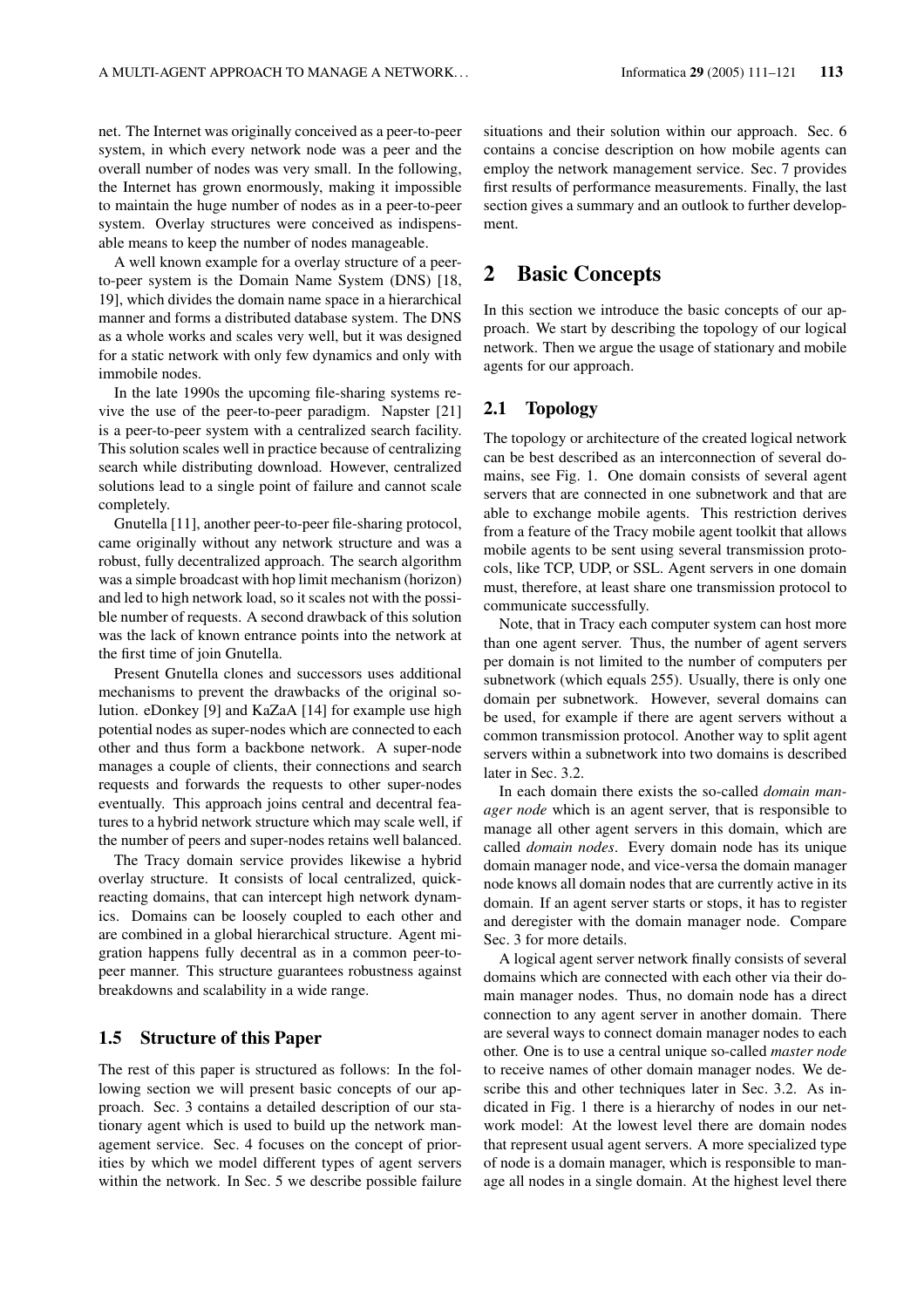net. The Internet was originally conceived as a peer-to-peer system, in which every network node was a peer and the overall number of nodes was very small. In the following, the Internet has grown enormously, making it impossible to maintain the huge number of nodes as in a peer-to-peer system. Overlay structures were conceived as indispensable means to keep the number of nodes manageable.

A well known example for a overlay structure of a peer-to-peer system is the Domain Name System (DNS) [18, 19], which divides the domain name space in a hierarchical manner and forms a distributed database system. The DNS as a whole works and scales very well, but it was designed for a static network with only few dynamics and only with immobile nodes.

In the late 1990s the upcoming file-sharing systems revive the use of the peer-to-peer paradigm. Napster [21] is a peer-to-peer system with a centralized search facility. This solution scales well in practice because of centralizing search while distributing download. However, centralized solutions lead to a single point of failure and cannot scale completely.

Gnutella [11], another peer-to-peer file-sharing protocol, came originally without any network structure and was a robust, fully decentralized approach. The search algorithm was a simple broadcast with hop limit mechanism (horizon) and led to high network load, so it scales not with the possible number of requests. A second drawback of this solution was the lack of known entrance points into the network at the first time of join Gnutella.

Present Gnutella clones and successors uses additional mechanisms to prevent the drawbacks of the original solution. eDonkey [9] and KaZaA [14] for example use high potential nodes as super-nodes which are connected to each other and thus form a backbone network. A super-node manages a couple of clients, their connections and search requests and forwards the requests to other super-nodes eventually. This approach joins central and decentral features to a hybrid network structure which may scale well, if the number of peers and super-nodes retains well balanced.

The Tracy domain service provides likewise a hybrid overlay structure. It consists of local centralized, quick-reacting domains, that can intercept high network dynamics. Domains can be loosely coupled to each other and are combined in a global hierarchical structure. Agent migration happens fully decentral as in a common peer-to-peer manner. This structure guarantees robustness against breakdowns and scalability in a wide range.

### 1.5 Structure of this Paper

The rest of this paper is structured as follows: In the following section we will present basic concepts of our approach. Sec. 3 contains a detailed description of our stationary agent which is used to build up the network management service. Sec. 4 focuses on the concept of priorities by which we model different types of agent servers within the network. In Sec. 5 we describe possible failure situations and their solution within our approach. Sec. 6 contains a concise description on how mobile agents can employ the network management service. Sec. 7 provides first results of performance measurements. Finally, the last section gives a summary and an outlook to further development.

## 2 Basic Concepts

In this section we introduce the basic concepts of our approach. We start by describing the topology of our logical network. Then we argue the usage of stationary and mobile agents for our approach.

### 2.1 Topology

The topology or architecture of the created logical network can be best described as an interconnection of several domains, see Fig. 1. One domain consists of several agent servers that are connected in one subnetwork and that are able to exchange mobile agents. This restriction derives from a feature of the Tracy mobile agent toolkit that allows mobile agents to be sent using several transmission protocols, like TCP, UDP, or SSL. Agent servers in one domain must, therefore, at least share one transmission protocol to communicate successfully.

Note, that in Tracy each computer system can host more than one agent server. Thus, the number of agent servers per domain is not limited to the number of computers per subnetwork (which equals 255). Usually, there is only one domain per subnetwork. However, several domains can be used, for example if there are agent servers without a common transmission protocol. Another way to split agent servers within a subnetwork into two domains is described later in Sec. 3.2.

In each domain there exists the so-called *domain manager node* which is an agent server, that is responsible to manage all other agent servers in this domain, which are called *domain nodes*. Every domain node has its unique domain manager node, and vice-versa the domain manager node knows all domain nodes that are currently active in its domain. If an agent server starts or stops, it has to register and deregister with the domain manager node. Compare Sec. 3 for more details.

A logical agent server network finally consists of several domains which are connected with each other via their domain manager nodes. Thus, no domain node has a direct connection to any agent server in another domain. There are several ways to connect domain manager nodes to each other. One is to use a central unique so-called *master node* to receive names of other domain manager nodes. We describe this and other techniques later in Sec. 3.2. As indicated in Fig. 1 there is a hierarchy of nodes in our network model: At the lowest level there are domain nodes that represent usual agent servers. A more specialized type of node is a domain manager, which is responsible to manage all nodes in a single domain. At the highest level there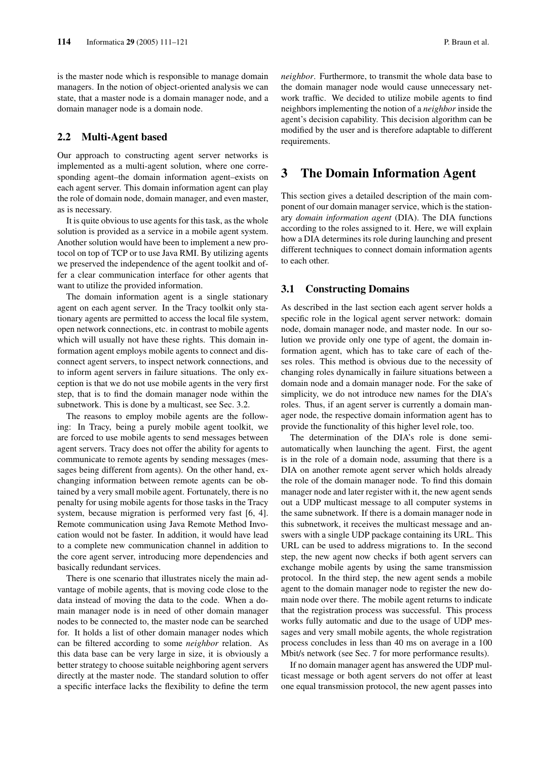is the master node which is responsible to manage domain managers. In the notion of object-oriented analysis we can state, that a master node is a domain manager node, and a domain manager node is a domain node.

### 2.2 Multi-Agent based

Our approach to constructing agent server networks is implemented as a multi-agent solution, where one corresponding agent–the domain information agent–exists on each agent server. This domain information agent can play the role of domain node, domain manager, and even master, as is necessary.

It is quite obvious to use agents for this task, as the whole solution is provided as a service in a mobile agent system. Another solution would have been to implement a new protocol on top of TCP or to use Java RMI. By utilizing agents we preserved the independence of the agent toolkit and offer a clear communication interface for other agents that want to utilize the provided information.

The domain information agent is a single stationary agent on each agent server. In the Tracy toolkit only stationary agents are permitted to access the local file system, open network connections, etc. in contrast to mobile agents which will usually not have these rights. This domain information agent employs mobile agents to connect and disconnect agent servers, to inspect network connections, and to inform agent servers in failure situations. The only exception is that we do not use mobile agents in the very first step, that is to find the domain manager node within the subnetwork. This is done by a multicast, see Sec. 3.2.

The reasons to employ mobile agents are the following: In Tracy, being a purely mobile agent toolkit, we are forced to use mobile agents to send messages between agent servers. Tracy does not offer the ability for agents to communicate to remote agents by sending messages (messages being different from agents). On the other hand, exchanging information between remote agents can be obtained by a very small mobile agent. Fortunately, there is no penalty for using mobile agents for those tasks in the Tracy system, because migration is performed very fast [6, 4]. Remote communication using Java Remote Method Invocation would not be faster. In addition, it would have lead to a complete new communication channel in addition to the core agent server, introducing more dependencies and basically redundant services.

There is one scenario that illustrates nicely the main advantage of mobile agents, that is moving code close to the data instead of moving the data to the code. When a domain manager node is in need of other domain manager nodes to be connected to, the master node can be searched for. It holds a list of other domain manager nodes which can be filtered according to some *neighbor* relation. As this data base can be very large in size, it is obviously a better strategy to choose suitable neighboring agent servers directly at the master node. The standard solution to offer a specific interface lacks the flexibility to define the term *neighbor*. Furthermore, to transmit the whole data base to the domain manager node would cause unnecessary network traffic. We decided to utilize mobile agents to find neighbors implementing the notion of a *neighbor* inside the agent's decision capability. This decision algorithm can be modified by the user and is therefore adaptable to different requirements.

## 3 The Domain Information Agent

This section gives a detailed description of the main component of our domain manager service, which is the stationary *domain information agent* (DIA). The DIA functions according to the roles assigned to it. Here, we will explain how a DIA determines its role during launching and present different techniques to connect domain information agents to each other.

### 3.1 Constructing Domains

As described in the last section each agent server holds a specific role in the logical agent server network: domain node, domain manager node, and master node. In our solution we provide only one type of agent, the domain information agent, which has to take care of each of theses roles. This method is obvious due to the necessity of changing roles dynamically in failure situations between a domain node and a domain manager node. For the sake of simplicity, we do not introduce new names for the DIA's roles. Thus, if an agent server is currently a domain manager node, the respective domain information agent has to provide the functionality of this higher level role, too.

The determination of the DIA's role is done semi-automatically when launching the agent. First, the agent is in the role of a domain node, assuming that there is a DIA on another remote agent server which holds already the role of the domain manager node. To find this domain manager node and later register with it, the new agent sends out a UDP multicast message to all computer systems in the same subnetwork. If there is a domain manager node in this subnetwork, it receives the multicast message and answers with a single UDP package containing its URL. This URL can be used to address migrations to. In the second step, the new agent now checks if both agent servers can exchange mobile agents by using the same transmission protocol. In the third step, the new agent sends a mobile agent to the domain manager node to register the new domain node over there. The mobile agent returns to indicate that the registration process was successful. This process works fully automatic and due to the usage of UDP messages and very small mobile agents, the whole registration process concludes in less than 40 ms on average in a 100 Mbit/s network (see Sec. 7 for more performance results).

If no domain manager agent has answered the UDP multicast message or both agent servers do not offer at least one equal transmission protocol, the new agent passes into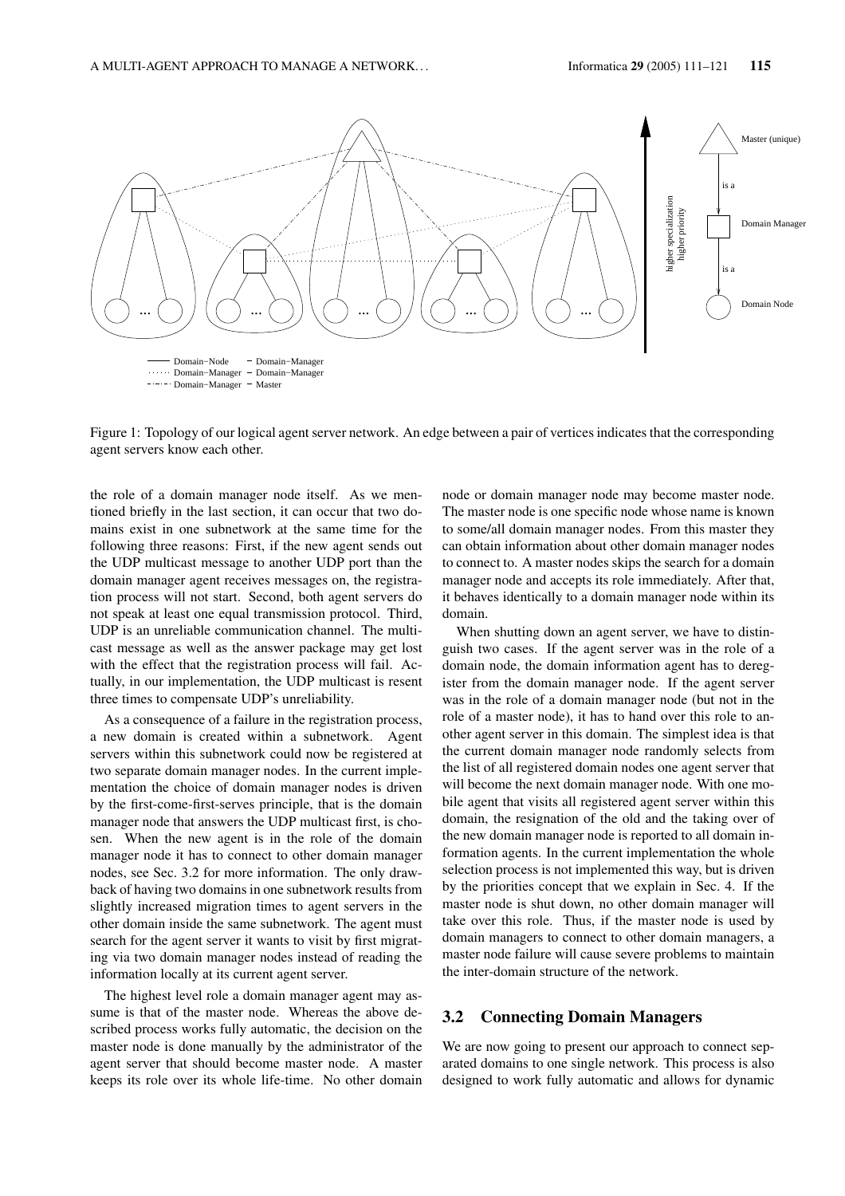Figure 1: Topology of our logical agent server network. An edge between a pair of vertices indicates that the corresponding agent servers know each other.

the role of a domain manager node itself. As we mentioned briefly in the last section, it can occur that two domains exist in one subnetwork at the same time for the following three reasons: First, if the new agent sends out the UDP multicast message to another UDP port than the domain manager agent receives messages on, the registration process will not start. Second, both agent servers do not speak at least one equal transmission protocol. Third, UDP is an unreliable communication channel. The multicast message as well as the answer package may get lost with the effect that the registration process will fail. Actually, in our implementation, the UDP multicast is resent three times to compensate UDP's unreliability.

As a consequence of a failure in the registration process, a new domain is created within a subnetwork. Agent servers within this subnetwork could now be registered at two separate domain manager nodes. In the current implementation the choice of domain manager nodes is driven by the first-come-first-serves principle, that is the domain manager node that answers the UDP multicast first, is chosen. When the new agent is in the role of the domain manager node it has to connect to other domain manager nodes, see Sec. 3.2 for more information. The only drawback of having two domains in one subnetwork results from slightly increased migration times to agent servers in the other domain inside the same subnetwork. The agent must search for the agent server it wants to visit by first migrating via two domain manager nodes instead of reading the information locally at its current agent server.

The highest level role a domain manager agent may assume is that of the master node. Whereas the above described process works fully automatic, the decision on the master node is done manually by the administrator of the agent server that should become master node. A master keeps its role over its whole life-time. No other domain node or domain manager node may become master node. The master node is one specific node whose name is known to some/all domain manager nodes. From this master they can obtain information about other domain manager nodes to connect to. A master nodes skips the search for a domain manager node and accepts its role immediately. After that, it behaves identically to a domain manager node within its domain.

When shutting down an agent server, we have to distinguish two cases. If the agent server was in the role of a domain node, the domain information agent has to deregister from the domain manager node. If the agent server was in the role of a domain manager node (but not in the role of a master node), it has to hand over this role to another agent server in this domain. The simplest idea is that the current domain manager node randomly selects from the list of all registered domain nodes one agent server that will become the next domain manager node. With one mobile agent that visits all registered agent server within this domain, the resignation of the old and the taking over of the new domain manager node is reported to all domain information agents. In the current implementation the whole selection process is not implemented this way, but is driven by the priorities concept that we explain in Sec. 4. If the master node is shut down, no other domain manager will take over this role. Thus, if the master node is used by domain managers to connect to other domain managers, a master node failure will cause severe problems to maintain the inter-domain structure of the network.

## 3.2 Connecting Domain Managers

We are now going to present our approach to connect separated domains to one single network. This process is also designed to work fully automatic and allows for dynamic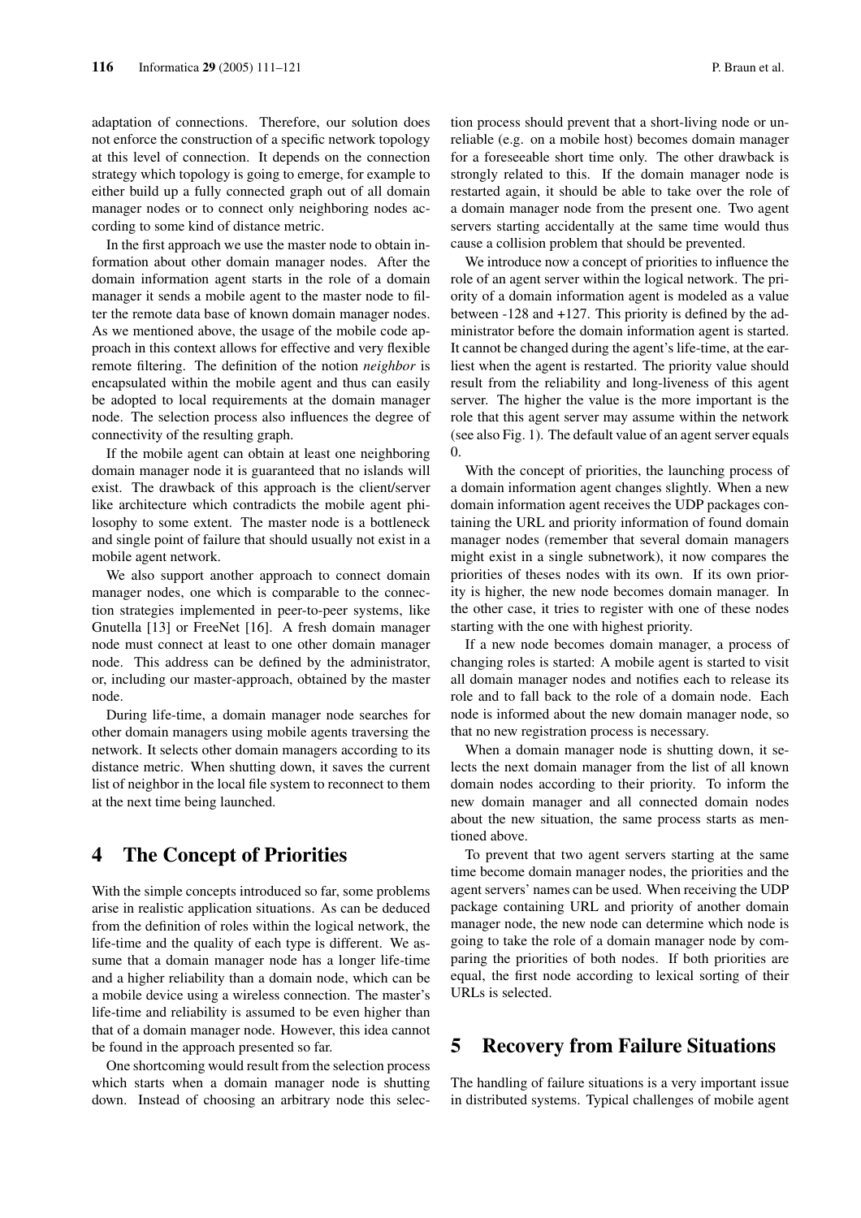adaptation of connections. Therefore, our solution does not enforce the construction of a specific network topology at this level of connection. It depends on the connection strategy which topology is going to emerge, for example to either build up a fully connected graph out of all domain manager nodes or to connect only neighboring nodes according to some kind of distance metric.

In the first approach we use the master node to obtain information about other domain manager nodes. After the domain information agent starts in the role of a domain manager it sends a mobile agent to the master node to filter the remote data base of known domain manager nodes. As we mentioned above, the usage of the mobile code approach in this context allows for effective and very flexible remote filtering. The definition of the notion *neighbor* is encapsulated within the mobile agent and thus can easily be adopted to local requirements at the domain manager node. The selection process also influences the degree of connectivity of the resulting graph.

If the mobile agent can obtain at least one neighboring domain manager node it is guaranteed that no islands will exist. The drawback of this approach is the client/server like architecture which contradicts the mobile agent philosophy to some extent. The master node is a bottleneck and single point of failure that should usually not exist in a mobile agent network.

We also support another approach to connect domain manager nodes, one which is comparable to the connection strategies implemented in peer-to-peer systems, like Gnutella [13] or FreeNet [16]. A fresh domain manager node must connect at least to one other domain manager node. This address can be defined by the administrator, or, including our master-approach, obtained by the master node.

During life-time, a domain manager node searches for other domain managers using mobile agents traversing the network. It selects other domain managers according to its distance metric. When shutting down, it saves the current list of neighbor in the local file system to reconnect to them at the next time being launched.

## 4 The Concept of Priorities

With the simple concepts introduced so far, some problems arise in realistic application situations. As can be deduced from the definition of roles within the logical network, the life-time and the quality of each type is different. We assume that a domain manager node has a longer life-time and a higher reliability than a domain node, which can be a mobile device using a wireless connection. The master's life-time and reliability is assumed to be even higher than that of a domain manager node. However, this idea cannot be found in the approach presented so far.

One shortcoming would result from the selection process which starts when a domain manager node is shutting down. Instead of choosing an arbitrary node this selection process should prevent that a short-living node or unreliable (e.g. on a mobile host) becomes domain manager for a foreseeable short time only. The other drawback is strongly related to this. If the domain manager node is restarted again, it should be able to take over the role of a domain manager node from the present one. Two agent servers starting accidentally at the same time would thus cause a collision problem that should be prevented.

We introduce now a concept of priorities to influence the role of an agent server within the logical network. The priority of a domain information agent is modeled as a value between -128 and +127. This priority is defined by the administrator before the domain information agent is started. It cannot be changed during the agent's life-time, at the earliest when the agent is restarted. The priority value should result from the reliability and long-liveness of this agent server. The higher the value is the more important is the role that this agent server may assume within the network (see also Fig. 1). The default value of an agent server equals 0.

With the concept of priorities, the launching process of a domain information agent changes slightly. When a new domain information agent receives the UDP packages containing the URL and priority information of found domain manager nodes (remember that several domain managers might exist in a single subnetwork), it now compares the priorities of theses nodes with its own. If its own priority is higher, the new node becomes domain manager. In the other case, it tries to register with one of these nodes starting with the one with highest priority.

If a new node becomes domain manager, a process of changing roles is started: A mobile agent is started to visit all domain manager nodes and notifies each to release its role and to fall back to the role of a domain node. Each node is informed about the new domain manager node, so that no new registration process is necessary.

When a domain manager node is shutting down, it selects the next domain manager from the list of all known domain nodes according to their priority. To inform the new domain manager and all connected domain nodes about the new situation, the same process starts as mentioned above.

To prevent that two agent servers starting at the same time become domain manager nodes, the priorities and the agent servers' names can be used. When receiving the UDP package containing URL and priority of another domain manager node, the new node can determine which node is going to take the role of a domain manager node by comparing the priorities of both nodes. If both priorities are equal, the first node according to lexical sorting of their URLs is selected.

## 5 Recovery from Failure Situations

The handling of failure situations is a very important issue in distributed systems. Typical challenges of mobile agent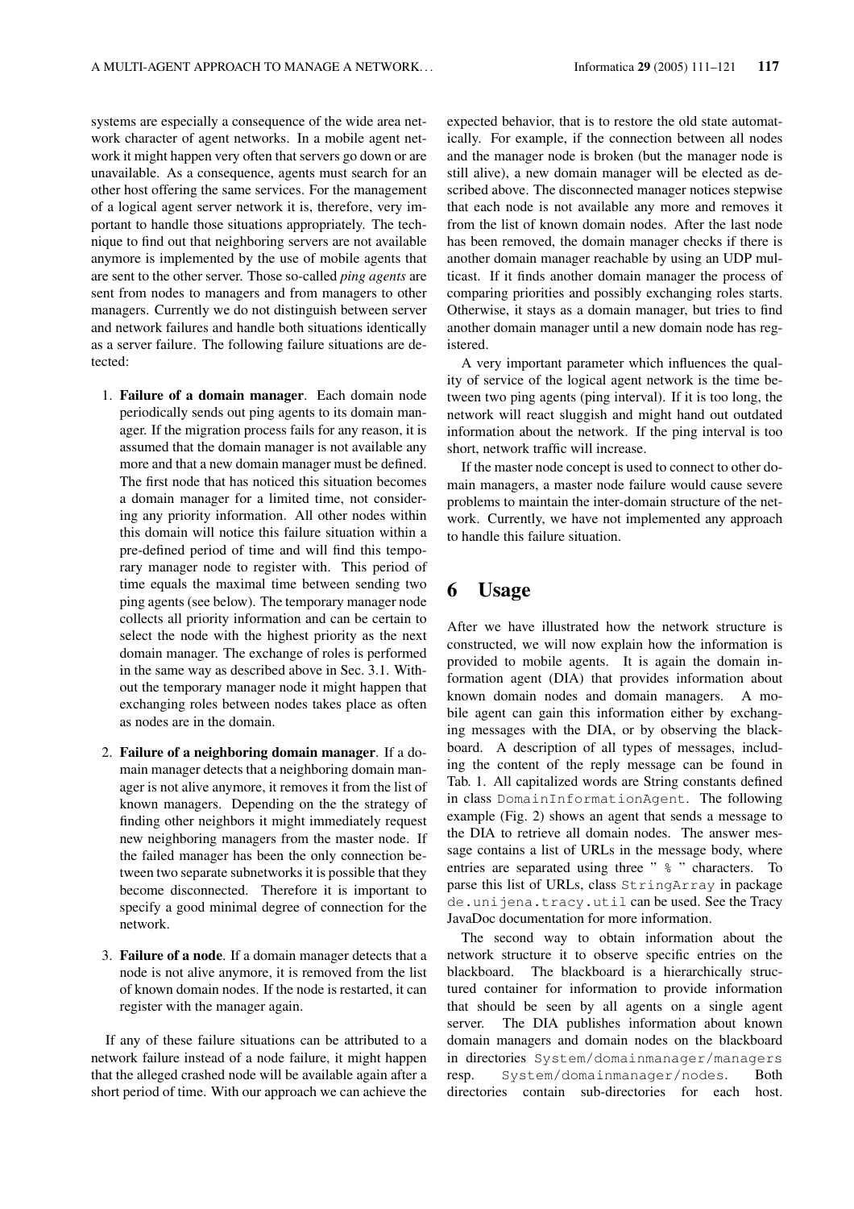systems are especially a consequence of the wide area network character of agent networks. In a mobile agent network it might happen very often that servers go down or are unavailable. As a consequence, agents must search for an other host offering the same services. For the management of a logical agent server network it is, therefore, very important to handle those situations appropriately. The technique to find out that neighboring servers are not available anymore is implemented by the use of mobile agents that are sent to the other server. Those so-called *ping agents* are sent from nodes to managers and from managers to other managers. Currently we do not distinguish between server and network failures and handle both situations identically as a server failure. The following failure situations are detected:

1. **Failure of a domain manager**. Each domain node periodically sends out ping agents to its domain manager. If the migration process fails for any reason, it is assumed that the domain manager is not available any more and that a new domain manager must be defined. The first node that has noticed this situation becomes a domain manager for a limited time, not considering any priority information. All other nodes within this domain will notice this failure situation within a pre-defined period of time and will find this temporary manager node to register with. This period of time equals the maximal time between sending two ping agents (see below). The temporary manager node collects all priority information and can be certain to select the node with the highest priority as the next domain manager. The exchange of roles is performed in the same way as described above in Sec. 3.1. Without the temporary manager node it might happen that exchanging roles between nodes takes place as often as nodes are in the domain.

2. **Failure of a neighboring domain manager**. If a domain manager detects that a neighboring domain manager is not alive anymore, it removes it from the list of known managers. Depending on the the strategy of finding other neighbors it might immediately request new neighboring managers from the master node. If the failed manager has been the only connection between two separate subnetworks it is possible that they become disconnected. Therefore it is important to specify a good minimal degree of connection for the network.

3. **Failure of a node**. If a domain manager detects that a node is not alive anymore, it is removed from the list of known domain nodes. If the node is restarted, it can register with the manager again.

If any of these failure situations can be attributed to a network failure instead of a node failure, it might happen that the alleged crashed node will be available again after a short period of time. With our approach we can achieve the expected behavior, that is to restore the old state automatically. For example, if the connection between all nodes and the manager node is broken (but the manager node is still alive), a new domain manager will be elected as described above. The disconnected manager notices stepwise that each node is not available any more and removes it from the list of known domain nodes. After the last node has been removed, the domain manager checks if there is another domain manager reachable by using an UDP multicast. If it finds another domain manager the process of comparing priorities and possibly exchanging roles starts. Otherwise, it stays as a domain manager, but tries to find another domain manager until a new domain node has registered.

A very important parameter which influences the quality of service of the logical agent network is the time between two ping agents (ping interval). If it is too long, the network will react sluggish and might hand out outdated information about the network. If the ping interval is too short, network traffic will increase.

If the master node concept is used to connect to other domain managers, a master node failure would cause severe problems to maintain the inter-domain structure of the network. Currently, we have not implemented any approach to handle this failure situation.

# 6 Usage

After we have illustrated how the network structure is constructed, we will now explain how the information is provided to mobile agents. It is again the domain information agent (DIA) that provides information about known domain nodes and domain managers. A mobile agent can gain this information either by exchanging messages with the DIA, or by observing the blackboard. A description of all types of messages, including the content of the reply message can be found in Tab. 1. All capitalized words are String constants defined in class `DomainInformationAgent`. The following example (Fig. 2) shows an agent that sends a message to the DIA to retrieve all domain nodes. The answer message contains a list of URLs in the message body, where entries are separated using three " `%` " characters. To parse this list of URLs, class `StringArray` in package `de.unijena.tracy.util` can be used. See the Tracy JavaDoc documentation for more information.

The second way to obtain information about the network structure it to observe specific entries on the blackboard. The blackboard is a hierarchically structured container for information to provide information that should be seen by all agents on a single agent server. The DIA publishes information about known domain managers and domain nodes on the blackboard in directories `System/domainmanager/managers` resp. `System/domainmanager/nodes`. Both directories contain sub-directories for each host.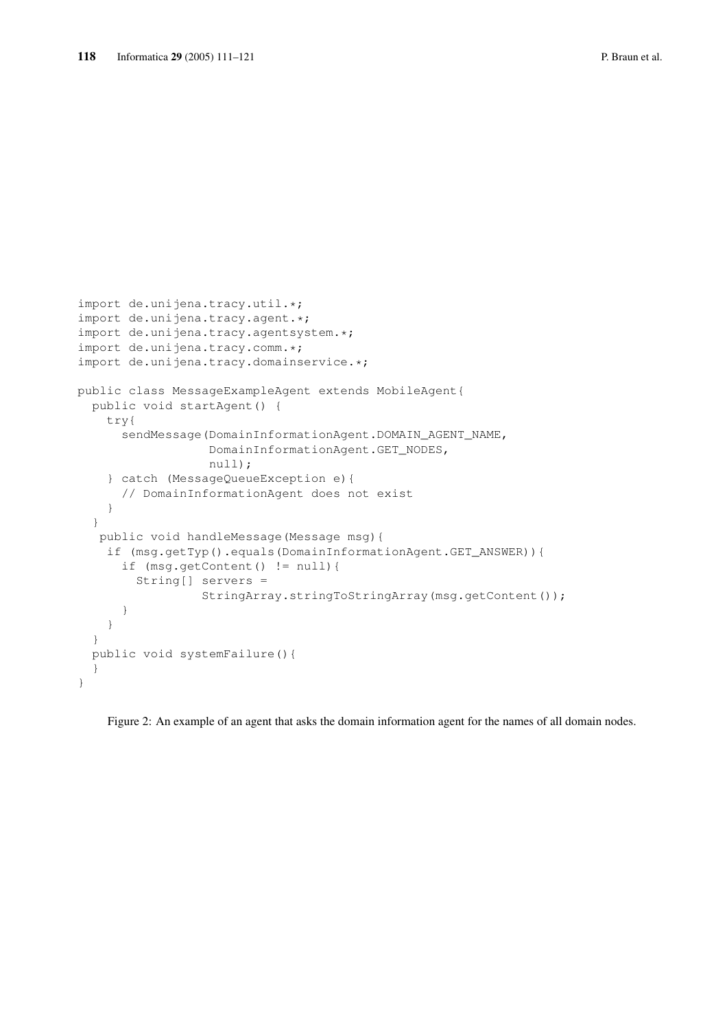```
import de.unijena.tracy.util.*;
import de.unijena.tracy.agent.*;
import de.unijena.tracy.agentsystem.*;
import de.unijena.tracy.comm.*;
import de.unijena.tracy.domainservice.*;

public class MessageExampleAgent extends MobileAgent{
  public void startAgent() {
    try{
      sendMessage(DomainInformationAgent.DOMAIN_AGENT_NAME,
                  DomainInformationAgent.GET_NODES,
                  null);
    } catch (MessageQueueException e){
      // DomainInformationAgent does not exist
    }
  }
   public void handleMessage(Message msg){
    if (msg.getTyp().equals(DomainInformationAgent.GET_ANSWER)){
      if (msg.getContent() != null){
        String[] servers =
                 StringArray.stringToStringArray(msg.getContent());
      }
    }
  }
  public void systemFailure(){
  }
}
```

Figure 2: An example of an agent that asks the domain information agent for the names of all domain nodes.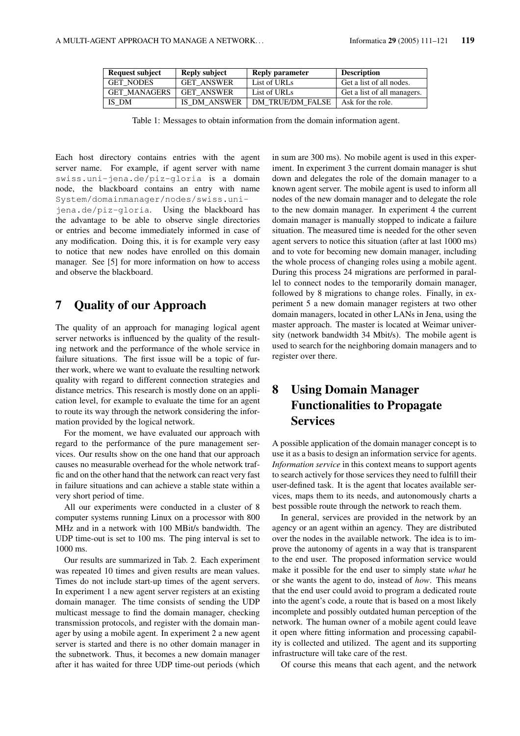| Request subject | Reply subject | Reply parameter | Description |
|---|---|---|---|
| GET_NODES | GET_ANSWER | List of URLs | Get a list of all nodes. |
| GET_MANAGERS | GET_ANSWER | List of URLs | Get a list of all managers. |
| IS_DM | IS_DM_ANSWER | DM_TRUE/DM_FALSE | Ask for the role. |

Table 1: Messages to obtain information from the domain information agent.

Each host directory contains entries with the agent server name. For example, if agent server with name `swiss.uni-jena.de/piz-gloria` is a domain node, the blackboard contains an entry with name `System/domainmanager/nodes/swiss.uni-jena.de/piz-gloria`. Using the blackboard has the advantage to be able to observe single directories or entries and become immediately informed in case of any modification. Doing this, it is for example very easy to notice that new nodes have enrolled on this domain manager. See [5] for more information on how to access and observe the blackboard.

## 7 Quality of our Approach

The quality of an approach for managing logical agent server networks is influenced by the quality of the resulting network and the performance of the whole service in failure situations. The first issue will be a topic of further work, where we want to evaluate the resulting network quality with regard to different connection strategies and distance metrics. This research is mostly done on an application level, for example to evaluate the time for an agent to route its way through the network considering the information provided by the logical network.

For the moment, we have evaluated our approach with regard to the performance of the pure management services. Our results show on the one hand that our approach causes no measurable overhead for the whole network traffic and on the other hand that the network can react very fast in failure situations and can achieve a stable state within a very short period of time.

All our experiments were conducted in a cluster of 8 computer systems running Linux on a processor with 800 MHz and in a network with 100 MBit/s bandwidth. The UDP time-out is set to 100 ms. The ping interval is set to 1000 ms.

Our results are summarized in Tab. 2. Each experiment was repeated 10 times and given results are mean values. Times do not include start-up times of the agent servers. In experiment 1 a new agent server registers at an existing domain manager. The time consists of sending the UDP multicast message to find the domain manager, checking transmission protocols, and register with the domain manager by using a mobile agent. In experiment 2 a new agent server is started and there is no other domain manager in the subnetwork. Thus, it becomes a new domain manager after it has waited for three UDP time-out periods (which in sum are 300 ms). No mobile agent is used in this experiment. In experiment 3 the current domain manager is shut down and delegates the role of the domain manager to a known agent server. The mobile agent is used to inform all nodes of the new domain manager and to delegate the role to the new domain manager. In experiment 4 the current domain manager is manually stopped to indicate a failure situation. The measured time is needed for the other seven agent servers to notice this situation (after at last 1000 ms) and to vote for becoming new domain manager, including the whole process of changing roles using a mobile agent. During this process 24 migrations are performed in parallel to connect nodes to the temporarily domain manager, followed by 8 migrations to change roles. Finally, in experiment 5 a new domain manager registers at two other domain managers, located in other LANs in Jena, using the master approach. The master is located at Weimar university (network bandwidth 34 Mbit/s). The mobile agent is used to search for the neighboring domain managers and to register over there.

## 8 Using Domain Manager Functionalities to Propagate Services

A possible application of the domain manager concept is to use it as a basis to design an information service for agents. *Information service* in this context means to support agents to search actively for those services they need to fulfill their user-defined task. It is the agent that locates available services, maps them to its needs, and autonomously charts a best possible route through the network to reach them.

In general, services are provided in the network by an agency or an agent within an agency. They are distributed over the nodes in the available network. The idea is to improve the autonomy of agents in a way that is transparent to the end user. The proposed information service would make it possible for the end user to simply state *what* he or she wants the agent to do, instead of *how*. This means that the end user could avoid to program a dedicated route into the agent's code, a route that is based on a most likely incomplete and possibly outdated human perception of the network. The human owner of a mobile agent could leave it open where fitting information and processing capability is collected and utilized. The agent and its supporting infrastructure will take care of the rest.

Of course this means that each agent, and the network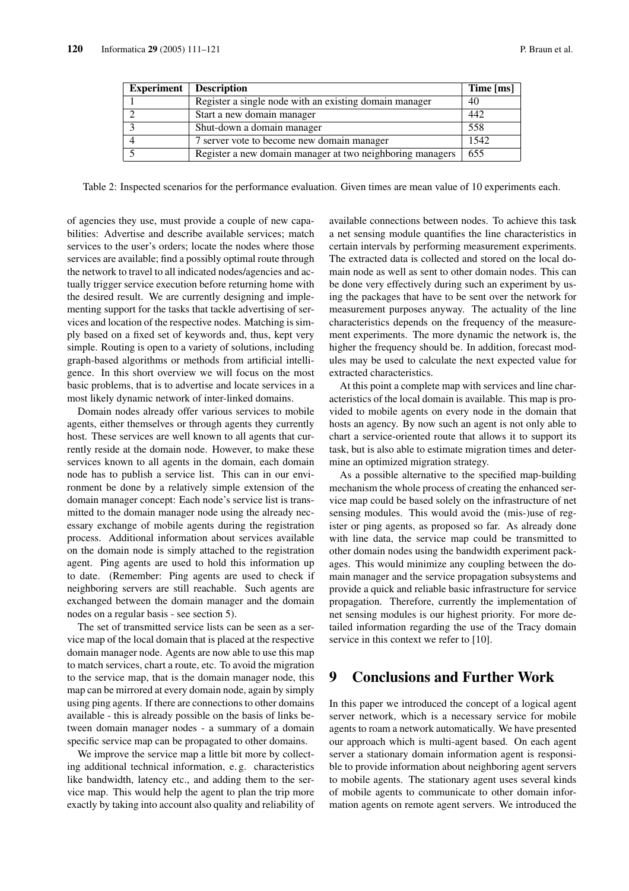| Experiment | Description | Time [ms] |
|---|---|---|
| 1 | Register a single node with an existing domain manager | 40 |
| 2 | Start a new domain manager | 442 |
| 3 | Shut-down a domain manager | 558 |
| 4 | 7 server vote to become new domain manager | 1542 |
| 5 | Register a new domain manager at two neighboring managers | 655 |

Table 2: Inspected scenarios for the performance evaluation. Given times are mean value of 10 experiments each.

of agencies they use, must provide a couple of new capabilities: Advertise and describe available services; match services to the user's orders; locate the nodes where those services are available; find a possibly optimal route through the network to travel to all indicated nodes/agencies and actually trigger service execution before returning home with the desired result. We are currently designing and implementing support for the tasks that tackle advertising of services and location of the respective nodes. Matching is simply based on a fixed set of keywords and, thus, kept very simple. Routing is open to a variety of solutions, including graph-based algorithms or methods from artificial intelligence. In this short overview we will focus on the most basic problems, that is to advertise and locate services in a most likely dynamic network of inter-linked domains.

Domain nodes already offer various services to mobile agents, either themselves or through agents they currently host. These services are well known to all agents that currently reside at the domain node. However, to make these services known to all agents in the domain, each domain node has to publish a service list. This can in our environment be done by a relatively simple extension of the domain manager concept: Each node's service list is transmitted to the domain manager node using the already necessary exchange of mobile agents during the registration process. Additional information about services available on the domain node is simply attached to the registration agent. Ping agents are used to hold this information up to date. (Remember: Ping agents are used to check if neighboring servers are still reachable. Such agents are exchanged between the domain manager and the domain nodes on a regular basis - see section 5).

The set of transmitted service lists can be seen as a service map of the local domain that is placed at the respective domain manager node. Agents are now able to use this map to match services, chart a route, etc. To avoid the migration to the service map, that is the domain manager node, this map can be mirrored at every domain node, again by simply using ping agents. If there are connections to other domains available - this is already possible on the basis of links between domain manager nodes - a summary of a domain specific service map can be propagated to other domains.

We improve the service map a little bit more by collecting additional technical information, e. g. characteristics like bandwidth, latency etc., and adding them to the service map. This would help the agent to plan the trip more exactly by taking into account also quality and reliability of available connections between nodes. To achieve this task a net sensing module quantifies the line characteristics in certain intervals by performing measurement experiments. The extracted data is collected and stored on the local domain node as well as sent to other domain nodes. This can be done very effectively during such an experiment by using the packages that have to be sent over the network for measurement purposes anyway. The actuality of the line characteristics depends on the frequency of the measurement experiments. The more dynamic the network is, the higher the frequency should be. In addition, forecast modules may be used to calculate the next expected value for extracted characteristics.

At this point a complete map with services and line characteristics of the local domain is available. This map is provided to mobile agents on every node in the domain that hosts an agency. By now such an agent is not only able to chart a service-oriented route that allows it to support its task, but is also able to estimate migration times and determine an optimized migration strategy.

As a possible alternative to the specified map-building mechanism the whole process of creating the enhanced service map could be based solely on the infrastructure of net sensing modules. This would avoid the (mis-)use of register or ping agents, as proposed so far. As already done with line data, the service map could be transmitted to other domain nodes using the bandwidth experiment packages. This would minimize any coupling between the domain manager and the service propagation subsystems and provide a quick and reliable basic infrastructure for service propagation. Therefore, currently the implementation of net sensing modules is our highest priority. For more detailed information regarding the use of the Tracy domain service in this context we refer to [10].

# 9 Conclusions and Further Work

In this paper we introduced the concept of a logical agent server network, which is a necessary service for mobile agents to roam a network automatically. We have presented our approach which is multi-agent based. On each agent server a stationary domain information agent is responsible to provide information about neighboring agent servers to mobile agents. The stationary agent uses several kinds of mobile agents to communicate to other domain information agents on remote agent servers. We introduced the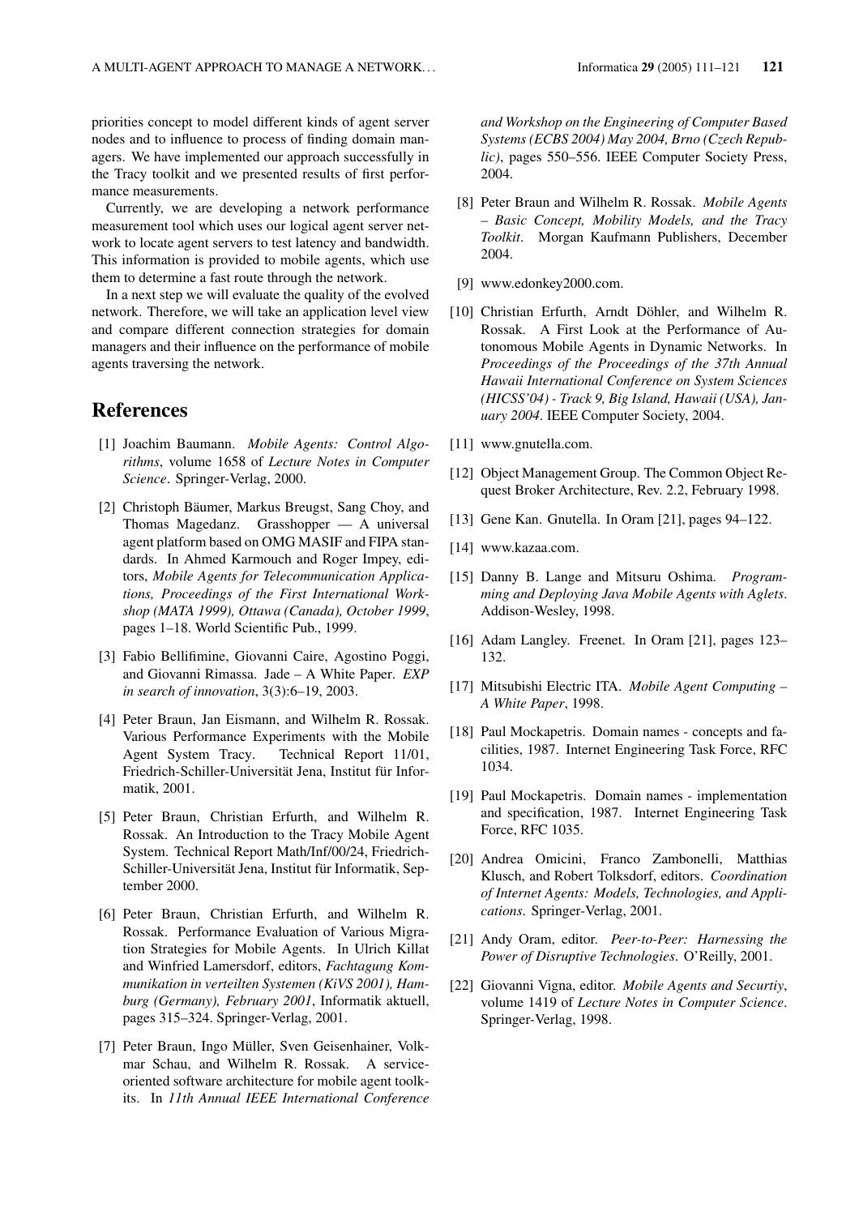priorities concept to model different kinds of agent server nodes and to influence to process of finding domain managers. We have implemented our approach successfully in the Tracy toolkit and we presented results of first performance measurements.

Currently, we are developing a network performance measurement tool which uses our logical agent server network to locate agent servers to test latency and bandwidth. This information is provided to mobile agents, which use them to determine a fast route through the network.

In a next step we will evaluate the quality of the evolved network. Therefore, we will take an application level view and compare different connection strategies for domain managers and their influence on the performance of mobile agents traversing the network.

## References

[1] Joachim Baumann. *Mobile Agents: Control Algorithms*, volume 1658 of *Lecture Notes in Computer Science*. Springer-Verlag, 2000.

[2] Christoph Bäumer, Markus Breugst, Sang Choy, and Thomas Magedanz. Grasshopper — A universal agent platform based on OMG MASIF and FIPA standards. In Ahmed Karmouch and Roger Impey, editors, *Mobile Agents for Telecommunication Applications, Proceedings of the First International Workshop (MATA 1999), Ottawa (Canada), October 1999*, pages 1–18. World Scientific Pub., 1999.

[3] Fabio Bellifimine, Giovanni Caire, Agostino Poggi, and Giovanni Rimassa. Jade – A White Paper. *EXP in search of innovation*, 3(3):6–19, 2003.

[4] Peter Braun, Jan Eismann, and Wilhelm R. Rossak. Various Performance Experiments with the Mobile Agent System Tracy. Technical Report 11/01, Friedrich-Schiller-Universität Jena, Institut für Informatik, 2001.

[5] Peter Braun, Christian Erfurth, and Wilhelm R. Rossak. An Introduction to the Tracy Mobile Agent System. Technical Report Math/Inf/00/24, Friedrich-Schiller-Universität Jena, Institut für Informatik, September 2000.

[6] Peter Braun, Christian Erfurth, and Wilhelm R. Rossak. Performance Evaluation of Various Migration Strategies for Mobile Agents. In Ulrich Killat and Winfried Lamersdorf, editors, *Fachtagung Kommunikation in verteilten Systemen (KiVS 2001), Hamburg (Germany), February 2001*, Informatik aktuell, pages 315–324. Springer-Verlag, 2001.

[7] Peter Braun, Ingo Müller, Sven Geisenhainer, Volkmar Schau, and Wilhelm R. Rossak. A service-oriented software architecture for mobile agent toolkits. In *11th Annual IEEE International Conference and Workshop on the Engineering of Computer Based Systems (ECBS 2004) May 2004, Brno (Czech Republic)*, pages 550–556. IEEE Computer Society Press, 2004.

[8] Peter Braun and Wilhelm R. Rossak. *Mobile Agents – Basic Concept, Mobility Models, and the Tracy Toolkit*. Morgan Kaufmann Publishers, December 2004.

[9] www.edonkey2000.com.

[10] Christian Erfurth, Arndt Döhler, and Wilhelm R. Rossak. A First Look at the Performance of Autonomous Mobile Agents in Dynamic Networks. In *Proceedings of the Proceedings of the 37th Annual Hawaii International Conference on System Sciences (HICSS'04) - Track 9, Big Island, Hawaii (USA), January 2004*. IEEE Computer Society, 2004.

[11] www.gnutella.com.

[12] Object Management Group. The Common Object Request Broker Architecture, Rev. 2.2, February 1998.

[13] Gene Kan. Gnutella. In Oram [21], pages 94–122.

[14] www.kazaa.com.

[15] Danny B. Lange and Mitsuru Oshima. *Programming and Deploying Java Mobile Agents with Aglets*. Addison-Wesley, 1998.

[16] Adam Langley. Freenet. In Oram [21], pages 123–132.

[17] Mitsubishi Electric ITA. *Mobile Agent Computing – A White Paper*, 1998.

[18] Paul Mockapetris. Domain names - concepts and facilities, 1987. Internet Engineering Task Force, RFC 1034.

[19] Paul Mockapetris. Domain names - implementation and specification, 1987. Internet Engineering Task Force, RFC 1035.

[20] Andrea Omicini, Franco Zambonelli, Matthias Klusch, and Robert Tolksdorf, editors. *Coordination of Internet Agents: Models, Technologies, and Applications*. Springer-Verlag, 2001.

[21] Andy Oram, editor. *Peer-to-Peer: Harnessing the Power of Disruptive Technologies*. O'Reilly, 2001.

[22] Giovanni Vigna, editor. *Mobile Agents and Securtiy*, volume 1419 of *Lecture Notes in Computer Science*. Springer-Verlag, 1998.